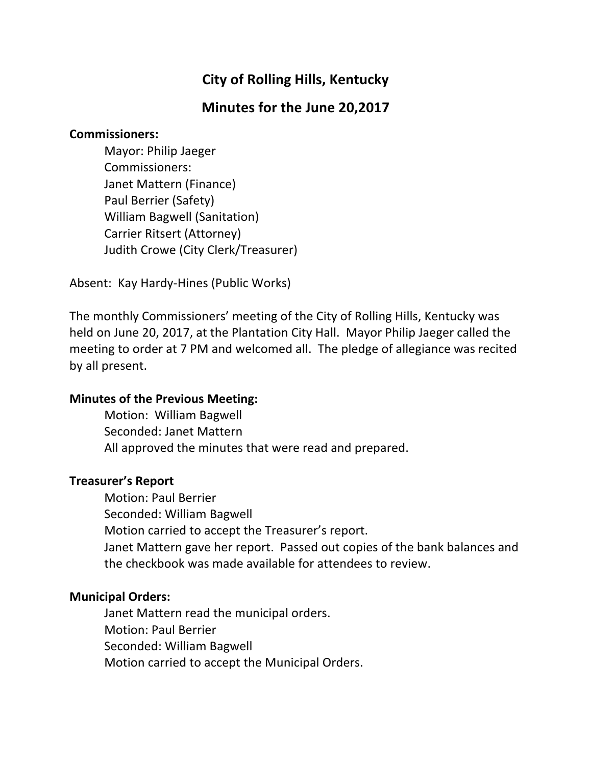# City of Rolling Hills, Kentucky

## Minutes for the June 20,2017

**Commissioners:**

Mayor: Philip Jaeger
Commissioners:
Janet Mattern (Finance)
Paul Berrier (Safety)
William Bagwell (Sanitation)
Carrier Ritsert (Attorney)
Judith Crowe (City Clerk/Treasurer)

Absent: Kay Hardy-Hines (Public Works)

The monthly Commissioners' meeting of the City of Rolling Hills, Kentucky was held on June 20, 2017, at the Plantation City Hall. Mayor Philip Jaeger called the meeting to order at 7 PM and welcomed all. The pledge of allegiance was recited by all present.

**Minutes of the Previous Meeting:**

Motion: William Bagwell
Seconded: Janet Mattern
All approved the minutes that were read and prepared.

**Treasurer's Report**

Motion: Paul Berrier
Seconded: William Bagwell
Motion carried to accept the Treasurer's report.
Janet Mattern gave her report. Passed out copies of the bank balances and the checkbook was made available for attendees to review.

**Municipal Orders:**

Janet Mattern read the municipal orders.
Motion: Paul Berrier
Seconded: William Bagwell
Motion carried to accept the Municipal Orders.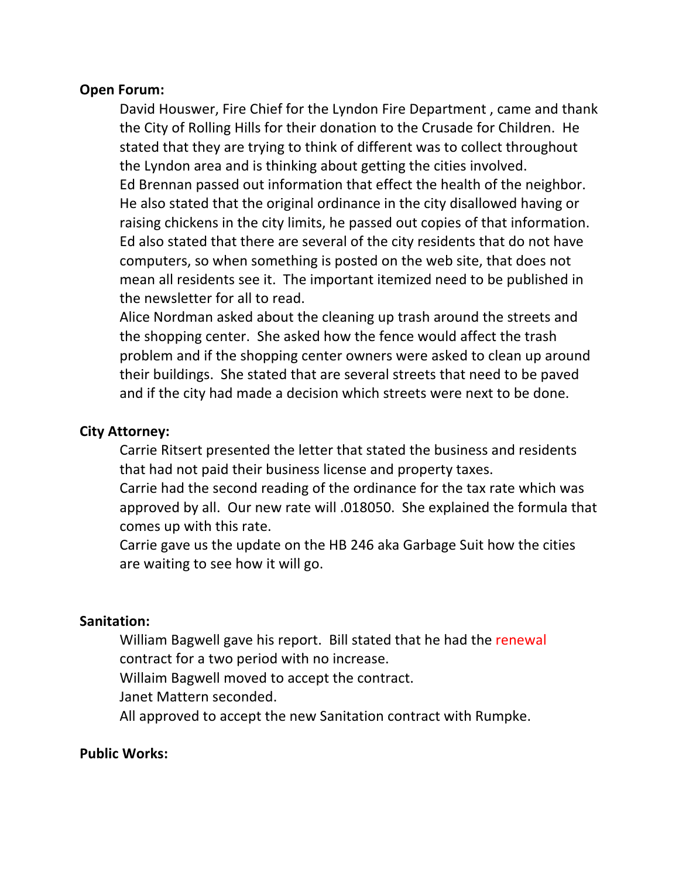**Open Forum:**

David Houswer, Fire Chief for the Lyndon Fire Department , came and thank the City of Rolling Hills for their donation to the Crusade for Children. He stated that they are trying to think of different was to collect throughout the Lyndon area and is thinking about getting the cities involved.

Ed Brennan passed out information that effect the health of the neighbor. He also stated that the original ordinance in the city disallowed having or raising chickens in the city limits, he passed out copies of that information. Ed also stated that there are several of the city residents that do not have computers, so when something is posted on the web site, that does not mean all residents see it. The important itemized need to be published in the newsletter for all to read.

Alice Nordman asked about the cleaning up trash around the streets and the shopping center. She asked how the fence would affect the trash problem and if the shopping center owners were asked to clean up around their buildings. She stated that are several streets that need to be paved and if the city had made a decision which streets were next to be done.

**City Attorney:**

Carrie Ritsert presented the letter that stated the business and residents that had not paid their business license and property taxes.

Carrie had the second reading of the ordinance for the tax rate which was approved by all. Our new rate will .018050. She explained the formula that comes up with this rate.

Carrie gave us the update on the HB 246 aka Garbage Suit how the cities are waiting to see how it will go.

**Sanitation:**

William Bagwell gave his report. Bill stated that he had the renewal contract for a two period with no increase.

Willaim Bagwell moved to accept the contract.

Janet Mattern seconded.

All approved to accept the new Sanitation contract with Rumpke.

**Public Works:**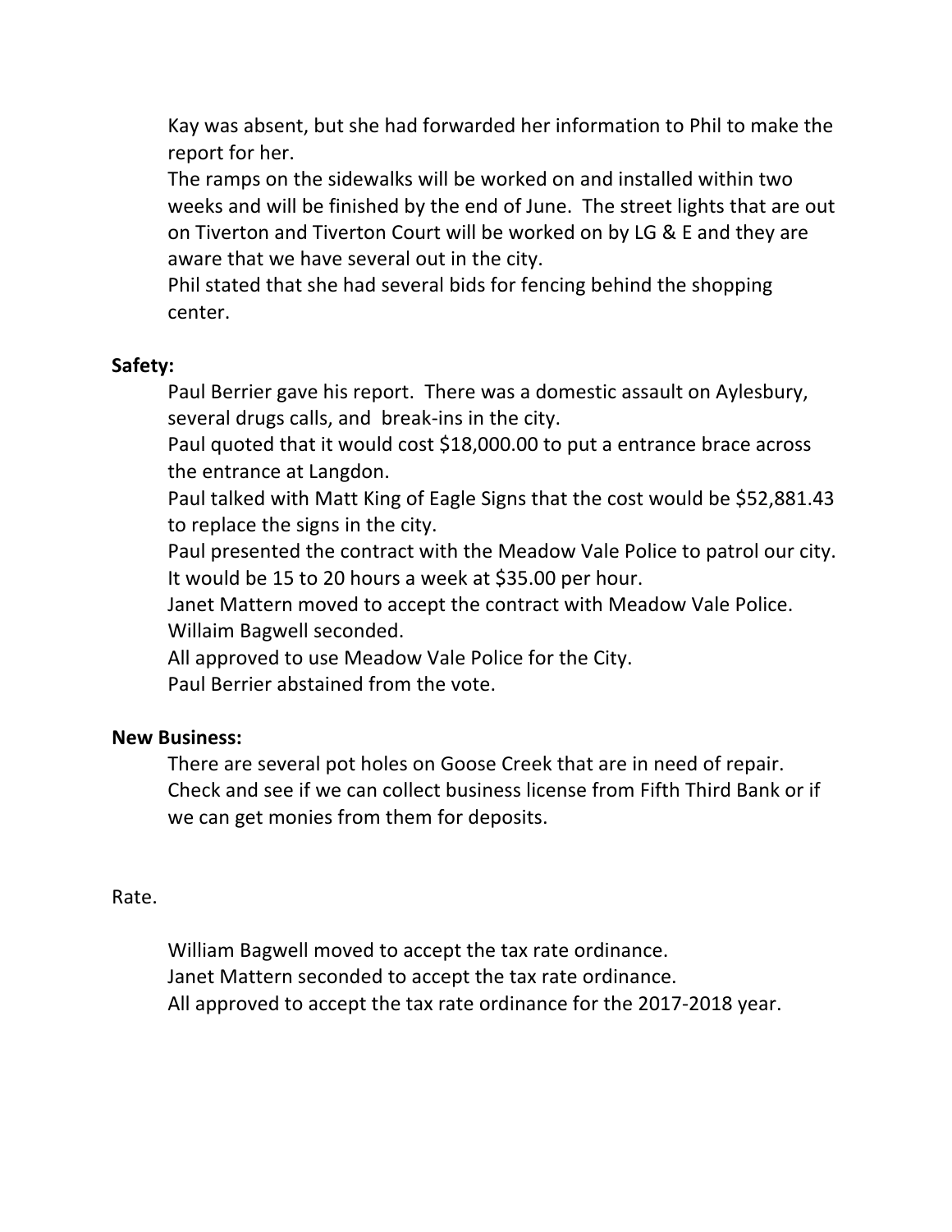Kay was absent, but she had forwarded her information to Phil to make the report for her.

The ramps on the sidewalks will be worked on and installed within two weeks and will be finished by the end of June. The street lights that are out on Tiverton and Tiverton Court will be worked on by LG & E and they are aware that we have several out in the city.

Phil stated that she had several bids for fencing behind the shopping center.

**Safety:**

Paul Berrier gave his report. There was a domestic assault on Aylesbury, several drugs calls, and break-ins in the city.

Paul quoted that it would cost $18,000.00 to put a entrance brace across the entrance at Langdon.

Paul talked with Matt King of Eagle Signs that the cost would be $52,881.43 to replace the signs in the city.

Paul presented the contract with the Meadow Vale Police to patrol our city. It would be 15 to 20 hours a week at $35.00 per hour.

Janet Mattern moved to accept the contract with Meadow Vale Police.

Willaim Bagwell seconded.

All approved to use Meadow Vale Police for the City.

Paul Berrier abstained from the vote.

**New Business:**

There are several pot holes on Goose Creek that are in need of repair.

Check and see if we can collect business license from Fifth Third Bank or if we can get monies from them for deposits.

Rate.

William Bagwell moved to accept the tax rate ordinance.

Janet Mattern seconded to accept the tax rate ordinance.

All approved to accept the tax rate ordinance for the 2017-2018 year.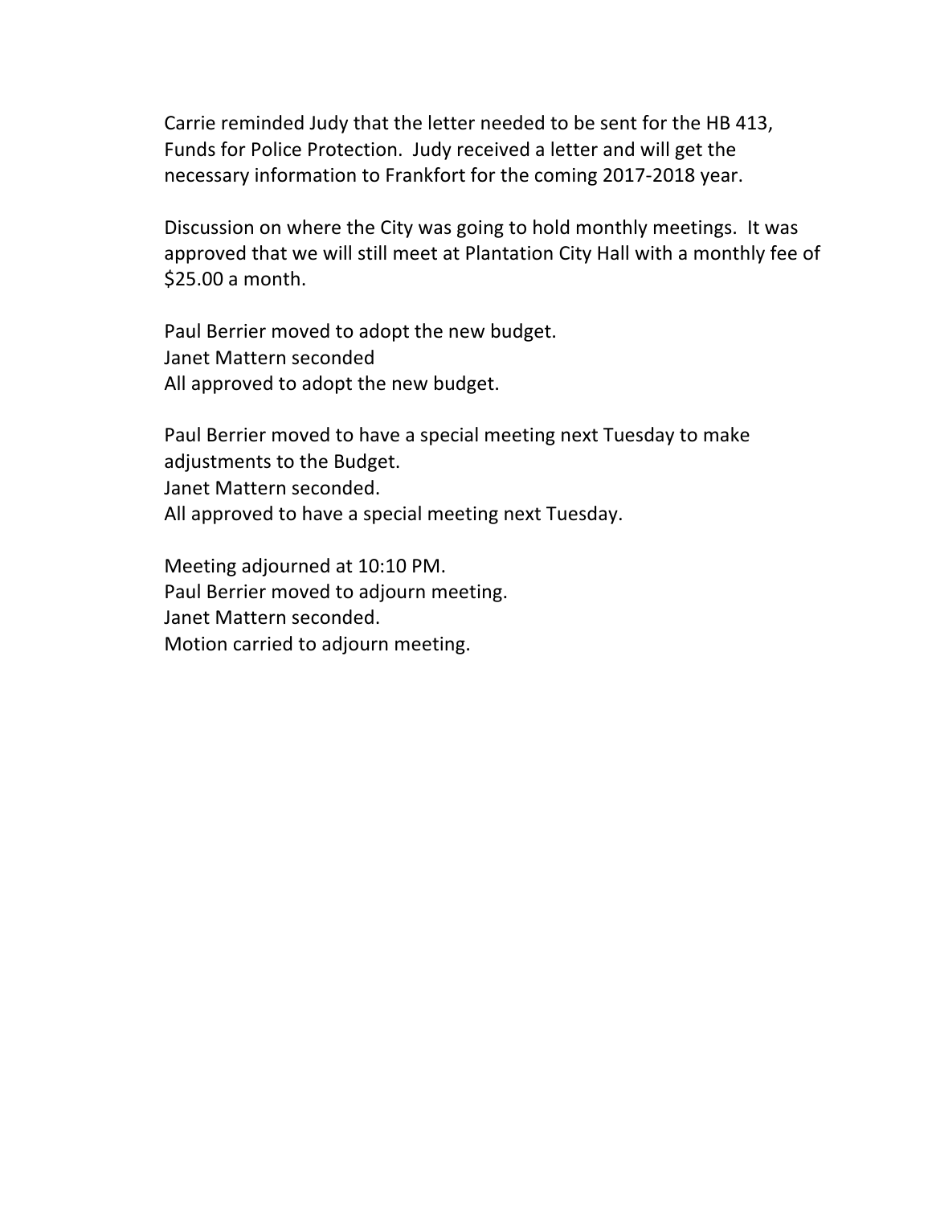Carrie reminded Judy that the letter needed to be sent for the HB 413, Funds for Police Protection. Judy received a letter and will get the necessary information to Frankfort for the coming 2017-2018 year.

Discussion on where the City was going to hold monthly meetings. It was approved that we will still meet at Plantation City Hall with a monthly fee of $25.00 a month.

Paul Berrier moved to adopt the new budget.
Janet Mattern seconded
All approved to adopt the new budget.

Paul Berrier moved to have a special meeting next Tuesday to make adjustments to the Budget.
Janet Mattern seconded.
All approved to have a special meeting next Tuesday.

Meeting adjourned at 10:10 PM.
Paul Berrier moved to adjourn meeting.
Janet Mattern seconded.
Motion carried to adjourn meeting.